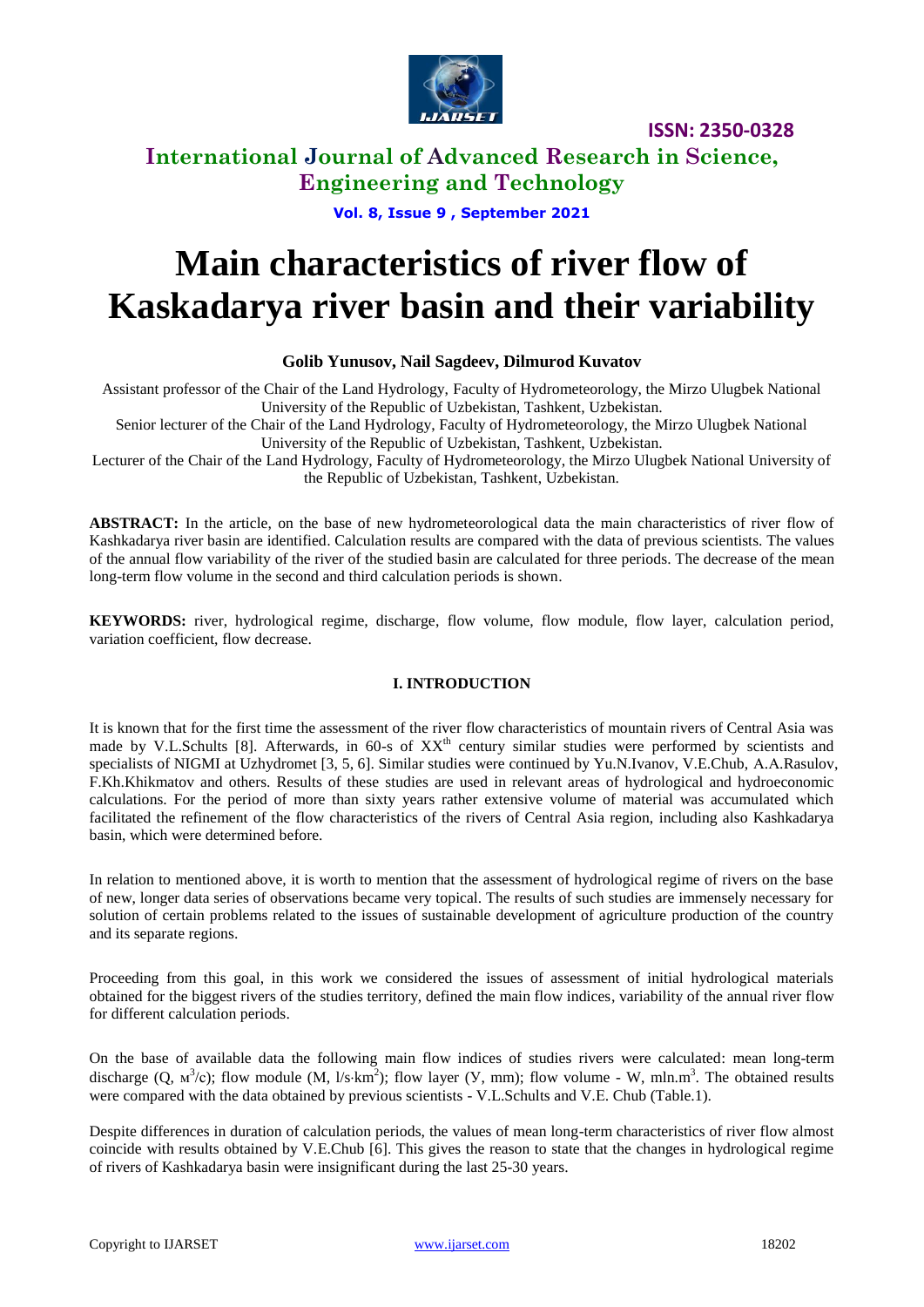# Main characteristics of river flow of Kaskadarya river basin and their variability

**Golib Yunusov, Nail Sagdeev, Dilmurod Kuvatov**

Assistant professor of the Chair of the Land Hydrology, Faculty of Hydrometeorology, the Mirzo Ulugbek National University of the Republic of Uzbekistan, Tashkent, Uzbekistan.

Senior lecturer of the Chair of the Land Hydrology, Faculty of Hydrometeorology, the Mirzo Ulugbek National University of the Republic of Uzbekistan, Tashkent, Uzbekistan.

Lecturer of the Chair of the Land Hydrology, Faculty of Hydrometeorology, the Mirzo Ulugbek National University of the Republic of Uzbekistan, Tashkent, Uzbekistan.

**ABSTRACT:** In the article, on the base of new hydrometeorological data the main characteristics of river flow of Kashkadarya river basin are identified. Calculation results are compared with the data of previous scientists. The values of the annual flow variability of the river of the studied basin are calculated for three periods. The decrease of the mean long-term flow volume in the second and third calculation periods is shown.

**KEYWORDS:** river, hydrological regime, discharge, flow volume, flow module, flow layer, calculation period, variation coefficient, flow decrease.

## I. INTRODUCTION

It is known that for the first time the assessment of the river flow characteristics of mountain rivers of Central Asia was made by V.L.Schults [8]. Afterwards, in 60-s of XX[th] century similar studies were performed by scientists and specialists of NIGMI at Uzhydromet [3, 5, 6]. Similar studies were continued by Yu.N.Ivanov, V.E.Chub, A.A.Rasulov, F.Kh.Khikmatov and others. Results of these studies are used in relevant areas of hydrological and hydroeconomic calculations. For the period of more than sixty years rather extensive volume of material was accumulated which facilitated the refinement of the flow characteristics of the rivers of Central Asia region, including also Kashkadarya basin, which were determined before.

In relation to mentioned above, it is worth to mention that the assessment of hydrological regime of rivers on the base of new, longer data series of observations became very topical. The results of such studies are immensely necessary for solution of certain problems related to the issues of sustainable development of agriculture production of the country and its separate regions.

Proceeding from this goal, in this work we considered the issues of assessment of initial hydrological materials obtained for the biggest rivers of the studies territory, defined the main flow indices, variability of the annual river flow for different calculation periods.

On the base of available data the following main flow indices of studies rivers were calculated: mean long-term discharge (Q, $м^3$/c); flow module (M, l/s·$km^2$); flow layer (Y, mm); flow volume - W, mln.$m^3$. The obtained results were compared with the data obtained by previous scientists - V.L.Schults and V.E. Chub (Table.1).

Despite differences in duration of calculation periods, the values of mean long-term characteristics of river flow almost coincide with results obtained by V.E.Chub [6]. This gives the reason to state that the changes in hydrological regime of rivers of Kashkadarya basin were insignificant during the last 25-30 years.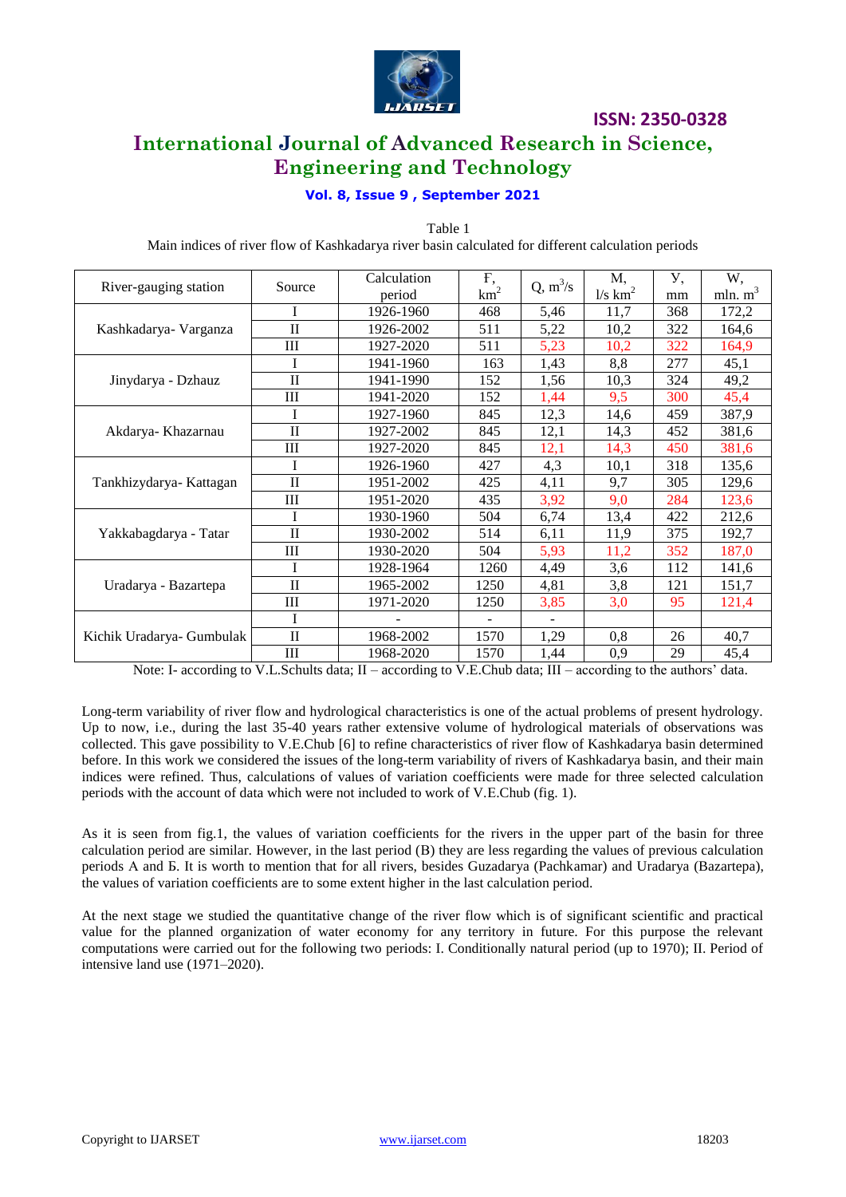Table 1

Main indices of river flow of Kashkadarya river basin calculated for different calculation periods

| River-gauging station | Source | Calculation period | F, $km^2$ | Q, $m^3/s$ | M, l/s $km^2$ | Y, mm | W, mln. $m^3$ |
|---|---|---|---|---|---|---|---|
| Kashkadarya- Varganza | I | 1926-1960 | 468 | 5,46 | 11,7 | 368 | 172,2 |
| | II | 1926-2002 | 511 | 5,22 | 10,2 | 322 | 164,6 |
| | III | 1927-2020 | 511 | 5,23 | 10,2 | 322 | 164,9 |
| Jinydarya - Dzhauz | I | 1941-1960 | 163 | 1,43 | 8,8 | 277 | 45,1 |
| | II | 1941-1990 | 152 | 1,56 | 10,3 | 324 | 49,2 |
| | III | 1941-2020 | 152 | 1,44 | 9,5 | 300 | 45,4 |
| Akdarya- Khazarnau | I | 1927-1960 | 845 | 12,3 | 14,6 | 459 | 387,9 |
| | II | 1927-2002 | 845 | 12,1 | 14,3 | 452 | 381,6 |
| | III | 1927-2020 | 845 | 12,1 | 14,3 | 450 | 381,6 |
| Tankhizydarya- Kattagan | I | 1926-1960 | 427 | 4,3 | 10,1 | 318 | 135,6 |
| | II | 1951-2002 | 425 | 4,11 | 9,7 | 305 | 129,6 |
| | III | 1951-2020 | 435 | 3,92 | 9,0 | 284 | 123,6 |
| Yakkabagdarya - Tatar | I | 1930-1960 | 504 | 6,74 | 13,4 | 422 | 212,6 |
| | II | 1930-2002 | 514 | 6,11 | 11,9 | 375 | 192,7 |
| | III | 1930-2020 | 504 | 5,93 | 11,2 | 352 | 187,0 |
| Uradarya - Bazartepa | I | 1928-1964 | 1260 | 4,49 | 3,6 | 112 | 141,6 |
| | II | 1965-2002 | 1250 | 4,81 | 3,8 | 121 | 151,7 |
| | III | 1971-2020 | 1250 | 3,85 | 3,0 | 95 | 121,4 |
| Kichik Uradarya- Gumbulak | I | - | - | - | | | |
| | II | 1968-2002 | 1570 | 1,29 | 0,8 | 26 | 40,7 |
| | III | 1968-2020 | 1570 | 1,44 | 0,9 | 29 | 45,4 |

Note: I- according to V.L.Schults data; II – according to V.E.Chub data; III – according to the authors' data.

Long-term variability of river flow and hydrological characteristics is one of the actual problems of present hydrology. Up to now, i.e., during the last 35-40 years rather extensive volume of hydrological materials of observations was collected. This gave possibility to V.E.Chub [6] to refine characteristics of river flow of Kashkadarya basin determined before. In this work we considered the issues of the long-term variability of rivers of Kashkadarya basin, and their main indices were refined. Thus, calculations of values of variation coefficients were made for three selected calculation periods with the account of data which were not included to work of V.E.Chub (fig. 1).

As it is seen from fig.1, the values of variation coefficients for the rivers in the upper part of the basin for three calculation period are similar. However, in the last period (B) they are less regarding the values of previous calculation periods A and Б. It is worth to mention that for all rivers, besides Guzadarya (Pachkamar) and Uradarya (Bazartepa), the values of variation coefficients are to some extent higher in the last calculation period.

At the next stage we studied the quantitative change of the river flow which is of significant scientific and practical value for the planned organization of water economy for any territory in future. For this purpose the relevant computations were carried out for the following two periods: I. Conditionally natural period (up to 1970); II. Period of intensive land use (1971–2020).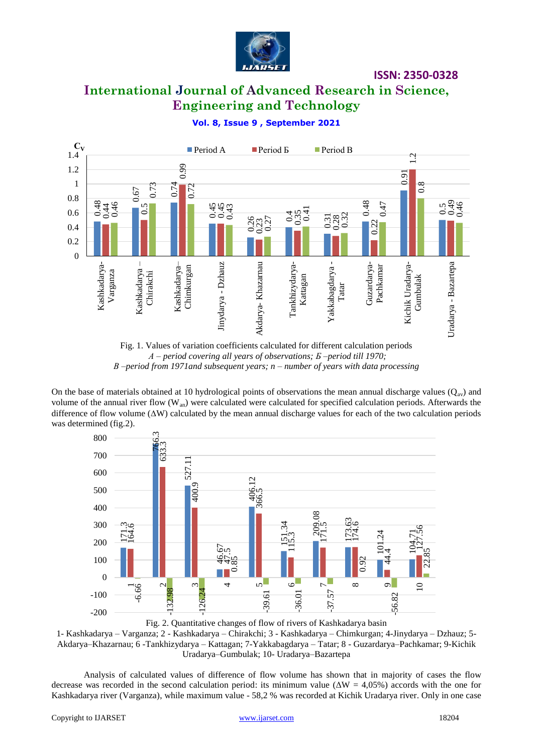Fig. 1. Values of variation coefficients calculated for different calculation periods

*A – period covering all years of observations; Б –period till 1970;*
*B –period from 1971and subsequent years; n – number of years with data processing*

On the base of materials obtained at 10 hydrological points of observations the mean annual discharge values ($Q_{av}$) and volume of the annual river flow ($W_{an}$) were calculated were calculated for specified calculation periods. Afterwards the difference of flow volume (ΔW) calculated by the mean annual discharge values for each of the two calculation periods was determined (fig.2).

Fig. 2. Quantitative changes of flow of rivers of Kashkadarya basin

1- Kashkadarya – Varganza; 2 - Kashkadarya – Chirakchi; 3 - Kashkadarya – Chimkurgan; 4-Jinydarya – Dzhauz; 5-Akdarya–Khazarnau; 6 -Tankhizydarya – Kattagan; 7-Yakkabagdarya – Tatar; 8 - Guzardarya–Pachkamar; 9-Kichik Uradarya–Gumbulak; 10- Uradarya–Bazartepa

Analysis of calculated values of difference of flow volume has shown that in majority of cases the flow decrease was recorded in the second calculation period: its minimum value (ΔW = 4,05%) accords with the one for Kashkadarya river (Varganza), while maximum value - 58,2 % was recorded at Kichik Uradarya river. Only in one case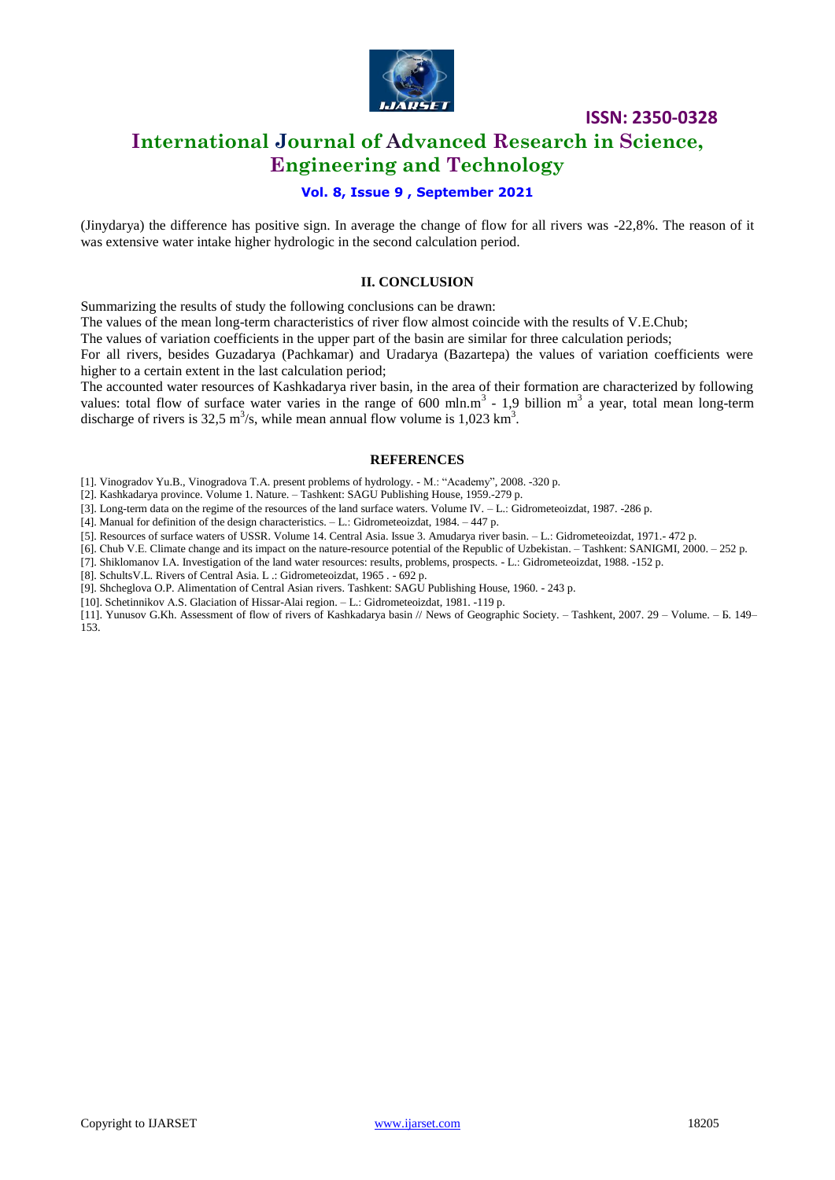(Jinydarya) the difference has positive sign. In average the change of flow for all rivers was -22,8%. The reason of it was extensive water intake higher hydrologic in the second calculation period.

## II. CONCLUSION

Summarizing the results of study the following conclusions can be drawn:

The values of the mean long-term characteristics of river flow almost coincide with the results of V.E.Chub;

The values of variation coefficients in the upper part of the basin are similar for three calculation periods;

For all rivers, besides Guzadarya (Pachkamar) and Uradarya (Bazartepa) the values of variation coefficients were higher to a certain extent in the last calculation period;

The accounted water resources of Kashkadarya river basin, in the area of their formation are characterized by following values: total flow of surface water varies in the range of 600 mln.$m^3$ - 1,9 billion $m^3$ a year, total mean long-term discharge of rivers is 32,5 $m^3/s$, while mean annual flow volume is 1,023 $km^3$.

## REFERENCES

[1]. Vinogradov Yu.B., Vinogradova T.A. present problems of hydrology. - M.: "Academy", 2008. -320 p.

[2]. Kashkadarya province. Volume 1. Nature. – Tashkent: SAGU Publishing House, 1959.-279 p.

[3]. Long-term data on the regime of the resources of the land surface waters. Volume IV. – L.: Gidrometeoizdat, 1987. -286 p.

[4]. Manual for definition of the design characteristics. – L.: Gidrometeoizdat, 1984. – 447 p.

[5]. Resources of surface waters of USSR. Volume 14. Central Asia. Issue 3. Amudarya river basin. – L.: Gidrometeoizdat, 1971.- 472 p.

[6]. Chub V.E. Climate change and its impact on the nature-resource potential of the Republic of Uzbekistan. – Tashkent: SANIGMI, 2000. – 252 p.

[7]. Shiklomanov I.A. Investigation of the land water resources: results, problems, prospects. - L.: Gidrometeoizdat, 1988. -152 p.

[8]. SchultsV.L. Rivers of Central Asia. L .: Gidrometeoizdat, 1965 . - 692 p.

[9]. Shcheglova O.P. Alimentation of Central Asian rivers. Tashkent: SAGU Publishing House, 1960. - 243 p.

[10]. Schetinnikov A.S. Glaciation of Hissar-Alai region. – L.: Gidrometeoizdat, 1981. -119 p.

[11]. Yunusov G.Kh. Assessment of flow of rivers of Kashkadarya basin // News of Geographic Society. – Tashkent, 2007. 29 – Volume. – Б. 149–153.